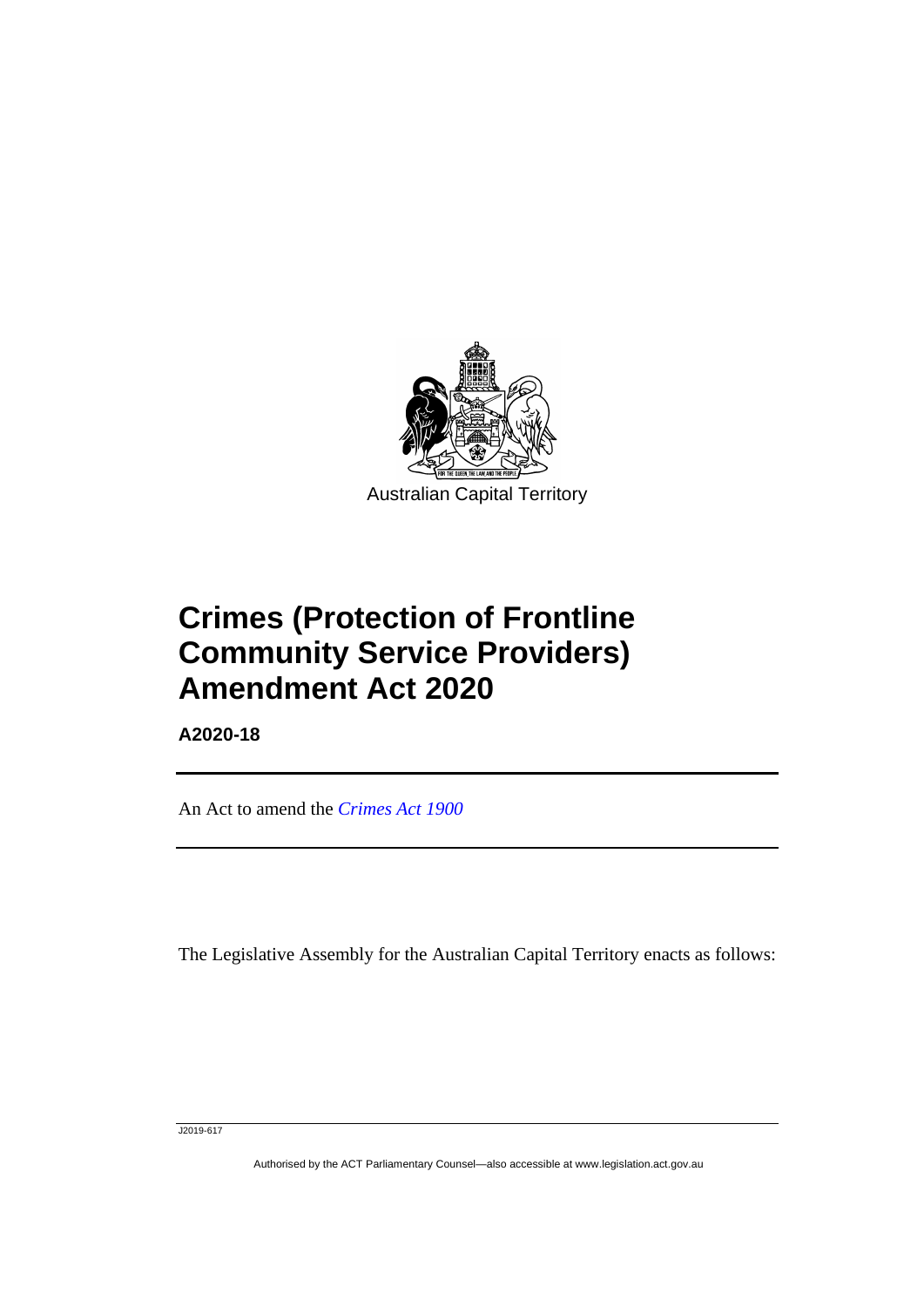Australian Capital Territory

# Crimes (Protection of Frontline Community Service Providers) Amendment Act 2020

**A2020-18**

An Act to amend the *Crimes Act 1900*

The Legislative Assembly for the Australian Capital Territory enacts as follows:

J2019-617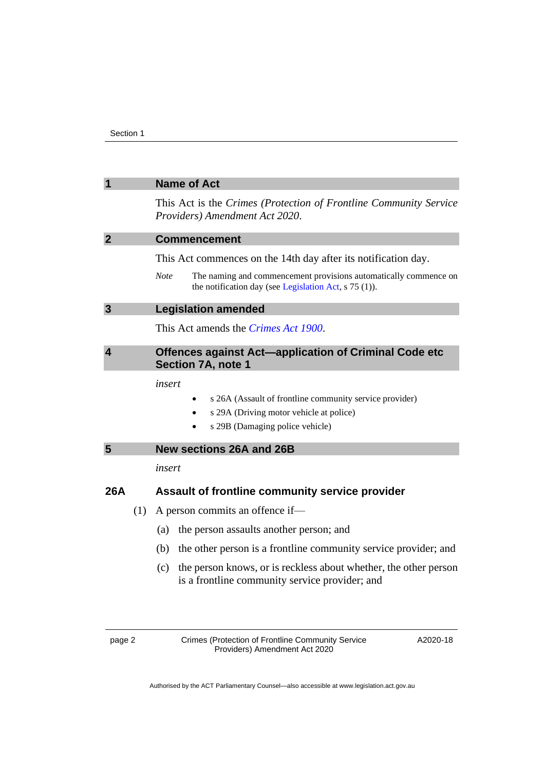## 1 Name of Act

This Act is the *Crimes (Protection of Frontline Community Service Providers) Amendment Act 2020*.

## 2 Commencement

This Act commences on the 14th day after its notification day.

*Note* The naming and commencement provisions automatically commence on the notification day (see Legislation Act, s 75 (1)).

## 3 Legislation amended

This Act amends the *Crimes Act 1900*.

## 4 Offences against Act—application of Criminal Code etc Section 7A, note 1

*insert*

- s 26A (Assault of frontline community service provider)
- s 29A (Driving motor vehicle at police)
- s 29B (Damaging police vehicle)

## 5 New sections 26A and 26B

*insert*

### 26A Assault of frontline community service provider

(1) A person commits an offence if—

(a) the person assaults another person; and

(b) the other person is a frontline community service provider; and

(c) the person knows, or is reckless about whether, the other person is a frontline community service provider; and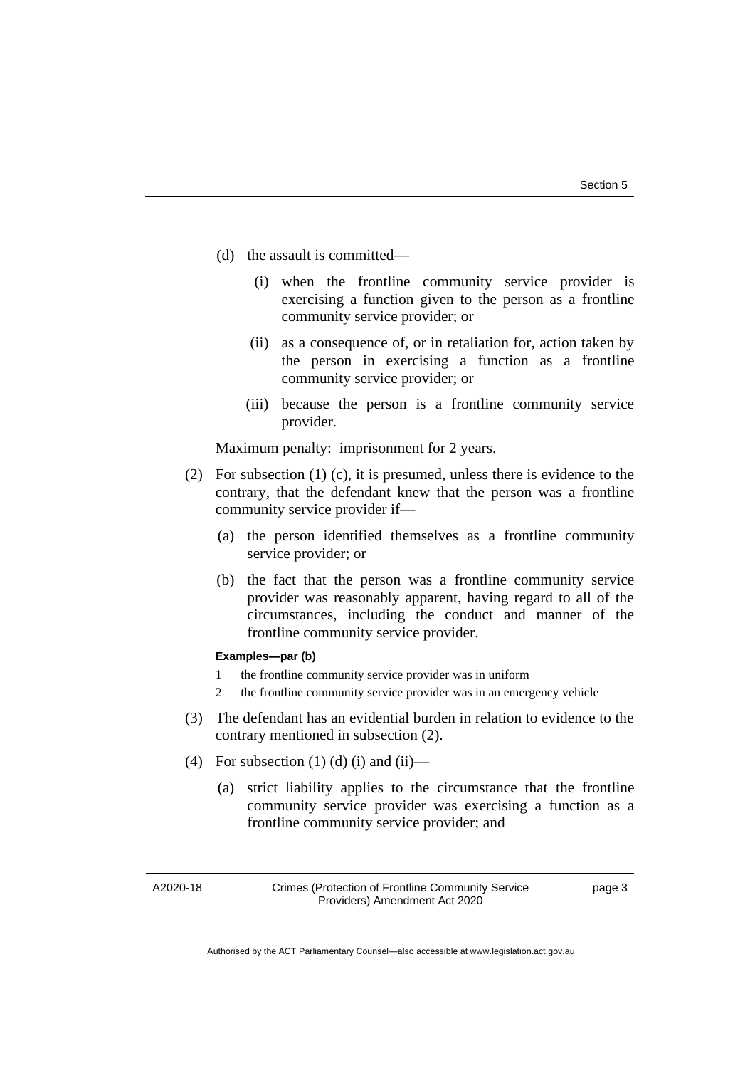(d) the assault is committed—

  (i) when the frontline community service provider is exercising a function given to the person as a frontline community service provider; or

  (ii) as a consequence of, or in retaliation for, action taken by the person in exercising a function as a frontline community service provider; or

  (iii) because the person is a frontline community service provider.

Maximum penalty: imprisonment for 2 years.

(2) For subsection (1) (c), it is presumed, unless there is evidence to the contrary, that the defendant knew that the person was a frontline community service provider if—

  (a) the person identified themselves as a frontline community service provider; or

  (b) the fact that the person was a frontline community service provider was reasonably apparent, having regard to all of the circumstances, including the conduct and manner of the frontline community service provider.

**Examples—par (b)**

1 the frontline community service provider was in uniform

2 the frontline community service provider was in an emergency vehicle

(3) The defendant has an evidential burden in relation to evidence to the contrary mentioned in subsection (2).

(4) For subsection (1) (d) (i) and (ii)—

  (a) strict liability applies to the circumstance that the frontline community service provider was exercising a function as a frontline community service provider; and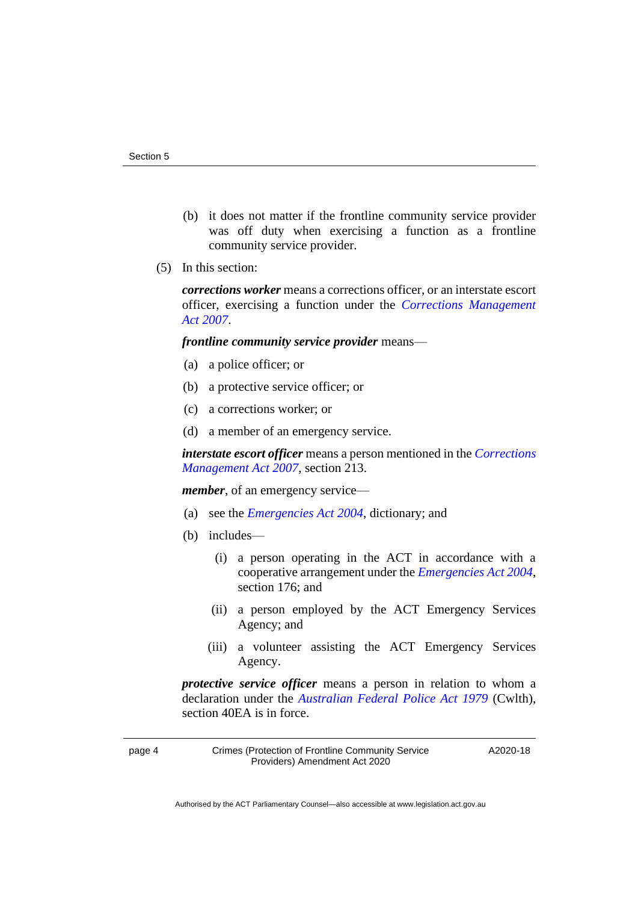(b) it does not matter if the frontline community service provider was off duty when exercising a function as a frontline community service provider.

(5) In this section:

***corrections worker*** means a corrections officer, or an interstate escort officer, exercising a function under the *Corrections Management Act 2007*.

***frontline community service provider*** means—

(a) a police officer; or

(b) a protective service officer; or

(c) a corrections worker; or

(d) a member of an emergency service.

***interstate escort officer*** means a person mentioned in the *Corrections Management Act 2007*, section 213.

***member***, of an emergency service—

(a) see the *Emergencies Act 2004*, dictionary; and

(b) includes—

(i) a person operating in the ACT in accordance with a cooperative arrangement under the *Emergencies Act 2004*, section 176; and

(ii) a person employed by the ACT Emergency Services Agency; and

(iii) a volunteer assisting the ACT Emergency Services Agency.

***protective service officer*** means a person in relation to whom a declaration under the *Australian Federal Police Act 1979* (Cwlth), section 40EA is in force.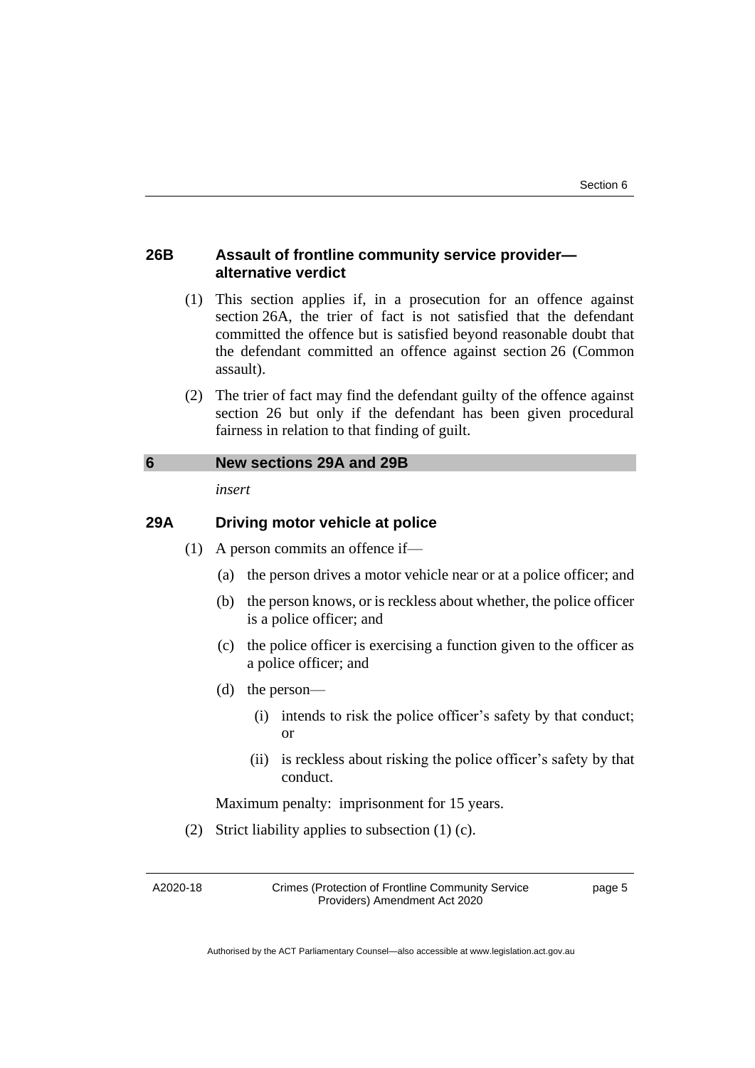### 26B Assault of frontline community service provider—alternative verdict

(1) This section applies if, in a prosecution for an offence against section 26A, the trier of fact is not satisfied that the defendant committed the offence but is satisfied beyond reasonable doubt that the defendant committed an offence against section 26 (Common assault).

(2) The trier of fact may find the defendant guilty of the offence against section 26 but only if the defendant has been given procedural fairness in relation to that finding of guilt.

## 6 New sections 29A and 29B

*insert*

### 29A Driving motor vehicle at police

(1) A person commits an offence if—

- (a) the person drives a motor vehicle near or at a police officer; and
- (b) the person knows, or is reckless about whether, the police officer is a police officer; and
- (c) the police officer is exercising a function given to the officer as a police officer; and
- (d) the person—
  - (i) intends to risk the police officer's safety by that conduct; or
  - (ii) is reckless about risking the police officer's safety by that conduct.

Maximum penalty: imprisonment for 15 years.

(2) Strict liability applies to subsection (1) (c).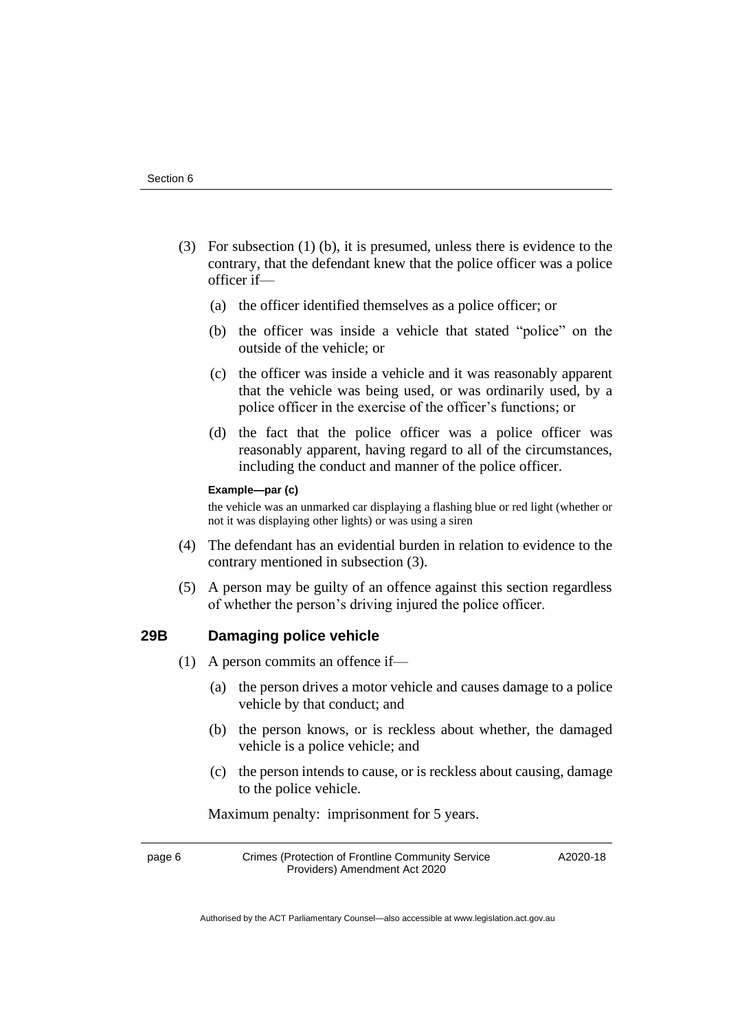(3) For subsection (1) (b), it is presumed, unless there is evidence to the contrary, that the defendant knew that the police officer was a police officer if—

(a) the officer identified themselves as a police officer; or

(b) the officer was inside a vehicle that stated "police" on the outside of the vehicle; or

(c) the officer was inside a vehicle and it was reasonably apparent that the vehicle was being used, or was ordinarily used, by a police officer in the exercise of the officer's functions; or

(d) the fact that the police officer was a police officer was reasonably apparent, having regard to all of the circumstances, including the conduct and manner of the police officer.

**Example—par (c)**

the vehicle was an unmarked car displaying a flashing blue or red light (whether or not it was displaying other lights) or was using a siren

(4) The defendant has an evidential burden in relation to evidence to the contrary mentioned in subsection (3).

(5) A person may be guilty of an offence against this section regardless of whether the person's driving injured the police officer.

## 29B Damaging police vehicle

(1) A person commits an offence if—

(a) the person drives a motor vehicle and causes damage to a police vehicle by that conduct; and

(b) the person knows, or is reckless about whether, the damaged vehicle is a police vehicle; and

(c) the person intends to cause, or is reckless about causing, damage to the police vehicle.

Maximum penalty: imprisonment for 5 years.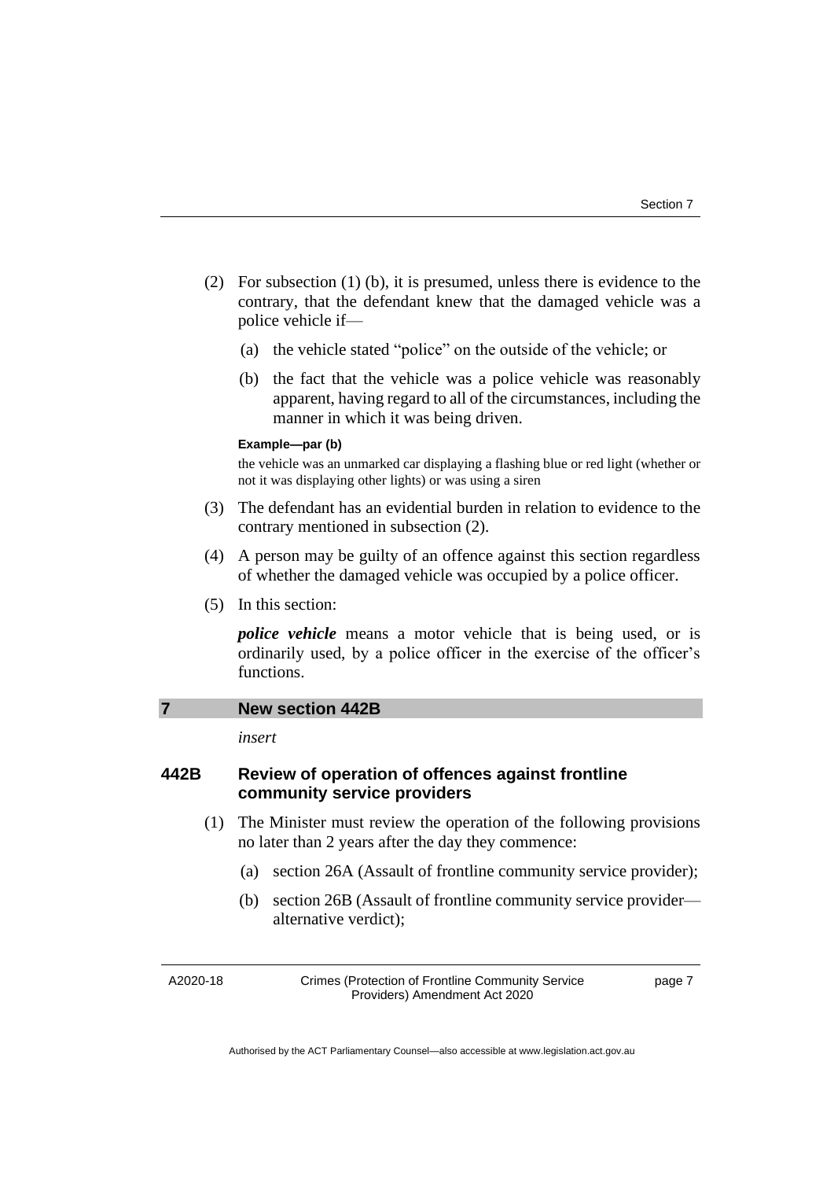(2) For subsection (1) (b), it is presumed, unless there is evidence to the contrary, that the defendant knew that the damaged vehicle was a police vehicle if—

(a) the vehicle stated "police" on the outside of the vehicle; or

(b) the fact that the vehicle was a police vehicle was reasonably apparent, having regard to all of the circumstances, including the manner in which it was being driven.

**Example—par (b)**

the vehicle was an unmarked car displaying a flashing blue or red light (whether or not it was displaying other lights) or was using a siren

(3) The defendant has an evidential burden in relation to evidence to the contrary mentioned in subsection (2).

(4) A person may be guilty of an offence against this section regardless of whether the damaged vehicle was occupied by a police officer.

(5) In this section:

***police vehicle*** means a motor vehicle that is being used, or is ordinarily used, by a police officer in the exercise of the officer's functions.

## 7 New section 442B

*insert*

### 442B Review of operation of offences against frontline community service providers

(1) The Minister must review the operation of the following provisions no later than 2 years after the day they commence:

(a) section 26A (Assault of frontline community service provider);

(b) section 26B (Assault of frontline community service provider—alternative verdict);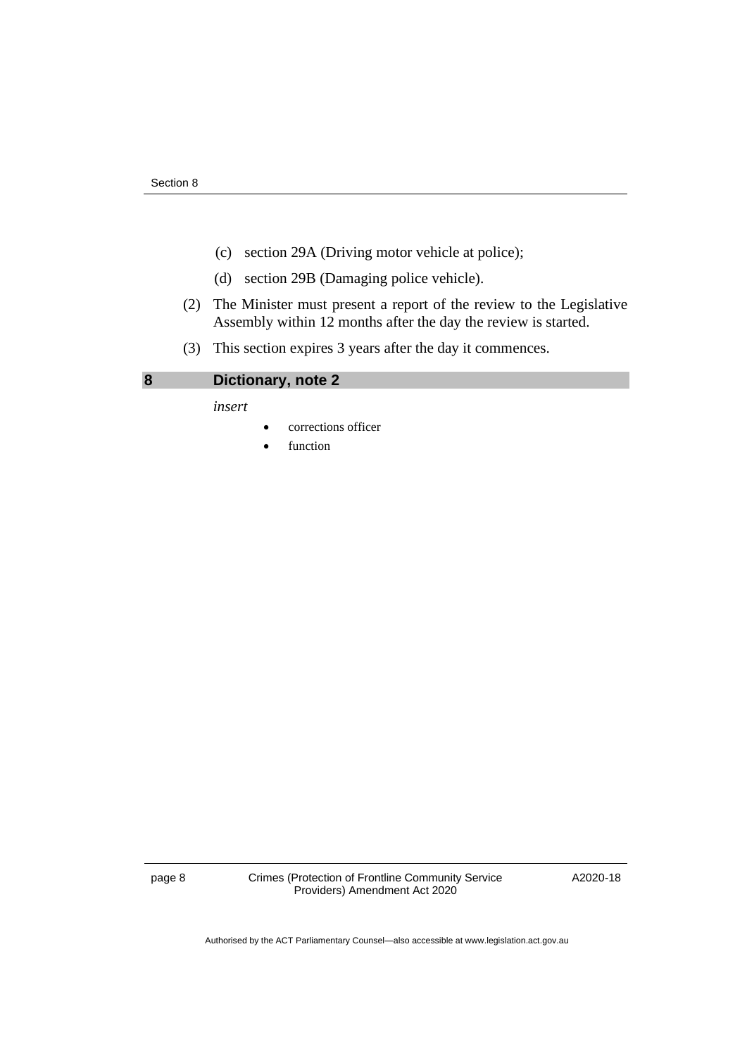(c) section 29A (Driving motor vehicle at police);

(d) section 29B (Damaging police vehicle).

(2) The Minister must present a report of the review to the Legislative Assembly within 12 months after the day the review is started.

(3) This section expires 3 years after the day it commences.

## 8 Dictionary, note 2

*insert*

- corrections officer
- function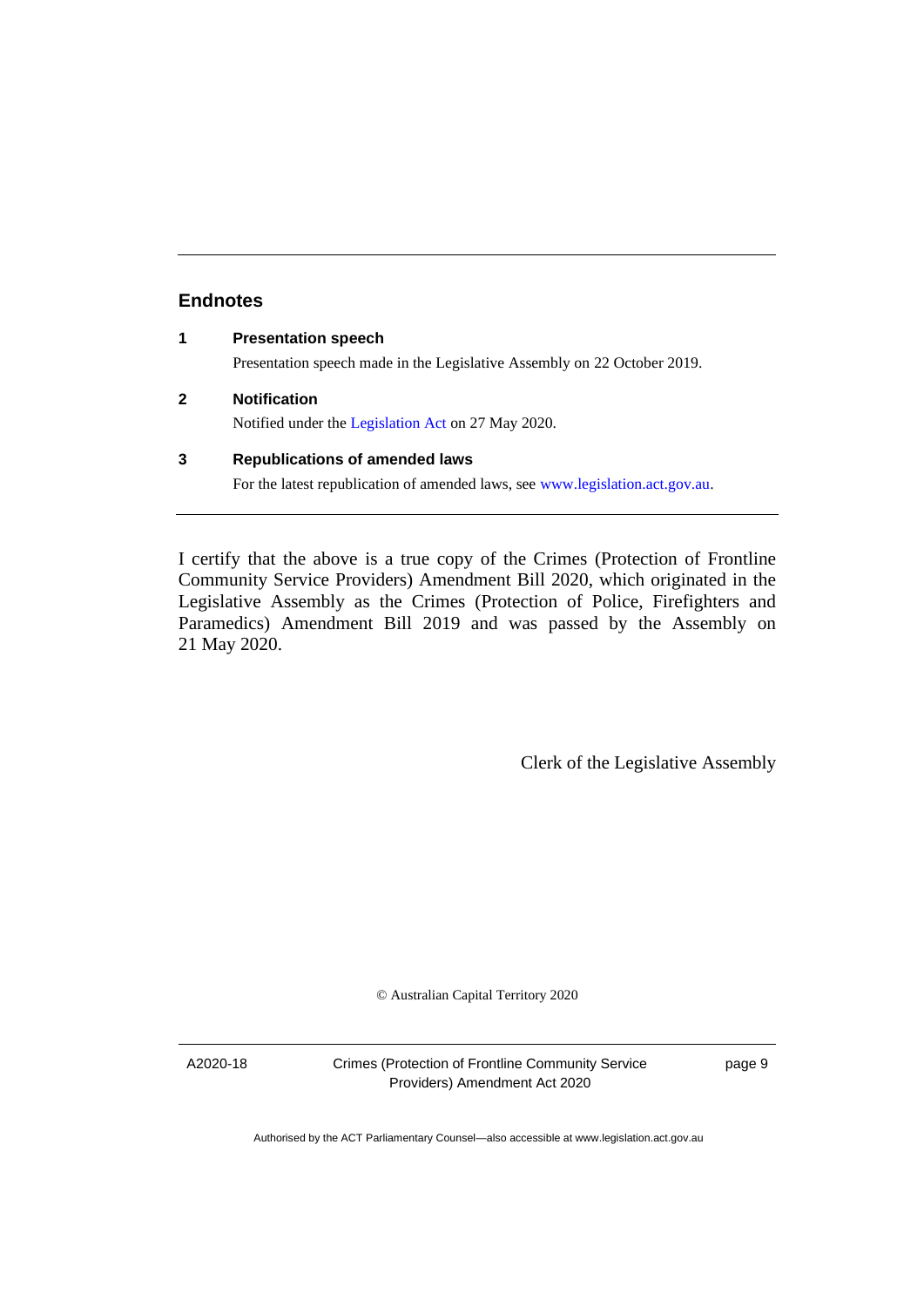## Endnotes

**1 Presentation speech**

Presentation speech made in the Legislative Assembly on 22 October 2019.

**2 Notification**

Notified under the Legislation Act on 27 May 2020.

**3 Republications of amended laws**

For the latest republication of amended laws, see www.legislation.act.gov.au.

I certify that the above is a true copy of the Crimes (Protection of Frontline Community Service Providers) Amendment Bill 2020, which originated in the Legislative Assembly as the Crimes (Protection of Police, Firefighters and Paramedics) Amendment Bill 2019 and was passed by the Assembly on 21 May 2020.

Clerk of the Legislative Assembly

© Australian Capital Territory 2020